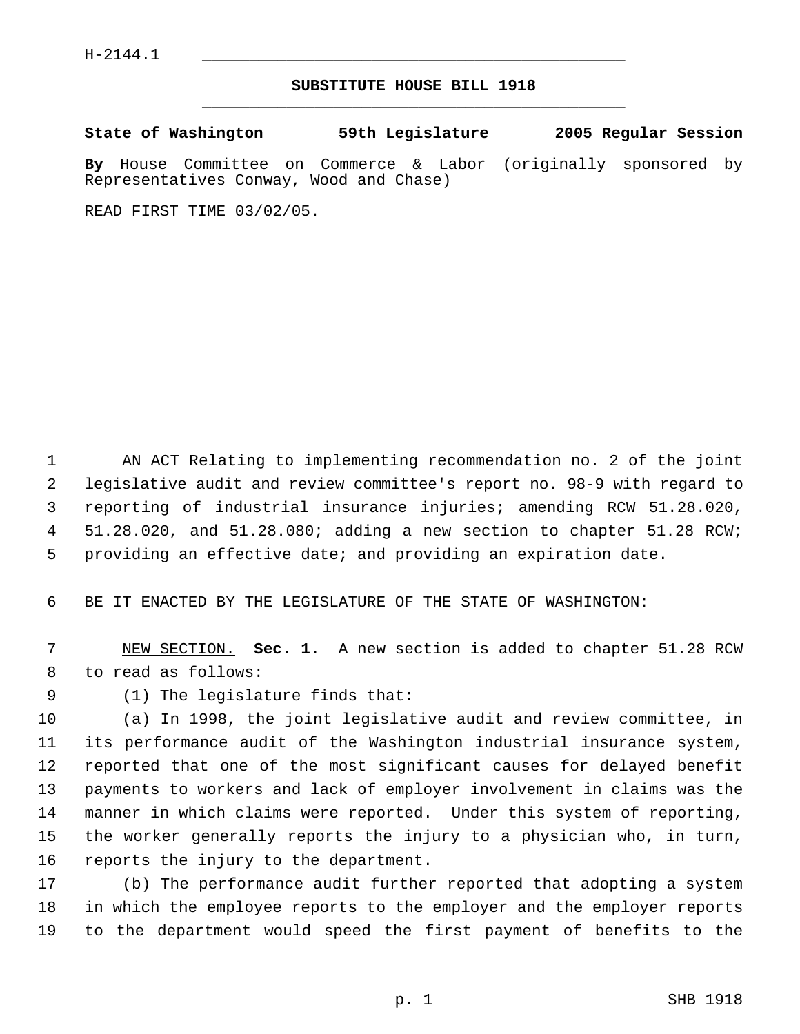H-2144.1

# SUBSTITUTE HOUSE BILL 1918

**State of Washington 59th Legislature 2005 Regular Session**

**By** House Committee on Commerce & Labor (originally sponsored by Representatives Conway, Wood and Chase)

READ FIRST TIME 03/02/05.

AN ACT Relating to implementing recommendation no. 2 of the joint legislative audit and review committee's report no. 98-9 with regard to reporting of industrial insurance injuries; amending RCW 51.28.020, 51.28.020, and 51.28.080; adding a new section to chapter 51.28 RCW; providing an effective date; and providing an expiration date.

BE IT ENACTED BY THE LEGISLATURE OF THE STATE OF WASHINGTON:

NEW SECTION. **Sec. 1.** A new section is added to chapter 51.28 RCW to read as follows:

(1) The legislature finds that:

(a) In 1998, the joint legislative audit and review committee, in its performance audit of the Washington industrial insurance system, reported that one of the most significant causes for delayed benefit payments to workers and lack of employer involvement in claims was the manner in which claims were reported. Under this system of reporting, the worker generally reports the injury to a physician who, in turn, reports the injury to the department.

(b) The performance audit further reported that adopting a system in which the employee reports to the employer and the employer reports to the department would speed the first payment of benefits to the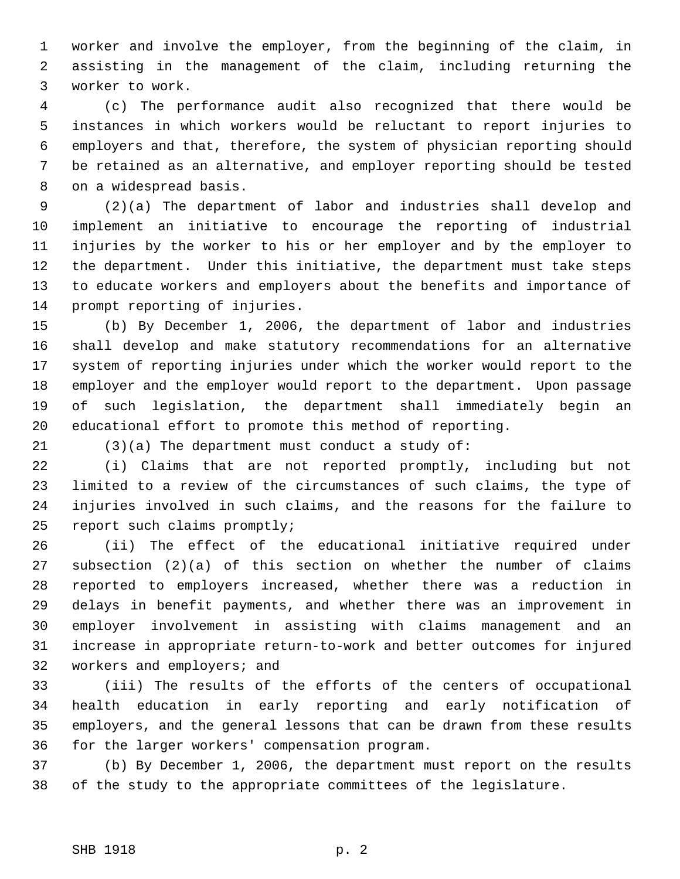worker and involve the employer, from the beginning of the claim, in assisting in the management of the claim, including returning the worker to work.

(c) The performance audit also recognized that there would be instances in which workers would be reluctant to report injuries to employers and that, therefore, the system of physician reporting should be retained as an alternative, and employer reporting should be tested on a widespread basis.

(2)(a) The department of labor and industries shall develop and implement an initiative to encourage the reporting of industrial injuries by the worker to his or her employer and by the employer to the department. Under this initiative, the department must take steps to educate workers and employers about the benefits and importance of prompt reporting of injuries.

(b) By December 1, 2006, the department of labor and industries shall develop and make statutory recommendations for an alternative system of reporting injuries under which the worker would report to the employer and the employer would report to the department. Upon passage of such legislation, the department shall immediately begin an educational effort to promote this method of reporting.

(3)(a) The department must conduct a study of:

(i) Claims that are not reported promptly, including but not limited to a review of the circumstances of such claims, the type of injuries involved in such claims, and the reasons for the failure to report such claims promptly;

(ii) The effect of the educational initiative required under subsection (2)(a) of this section on whether the number of claims reported to employers increased, whether there was a reduction in delays in benefit payments, and whether there was an improvement in employer involvement in assisting with claims management and an increase in appropriate return-to-work and better outcomes for injured workers and employers; and

(iii) The results of the efforts of the centers of occupational health education in early reporting and early notification of employers, and the general lessons that can be drawn from these results for the larger workers' compensation program.

(b) By December 1, 2006, the department must report on the results of the study to the appropriate committees of the legislature.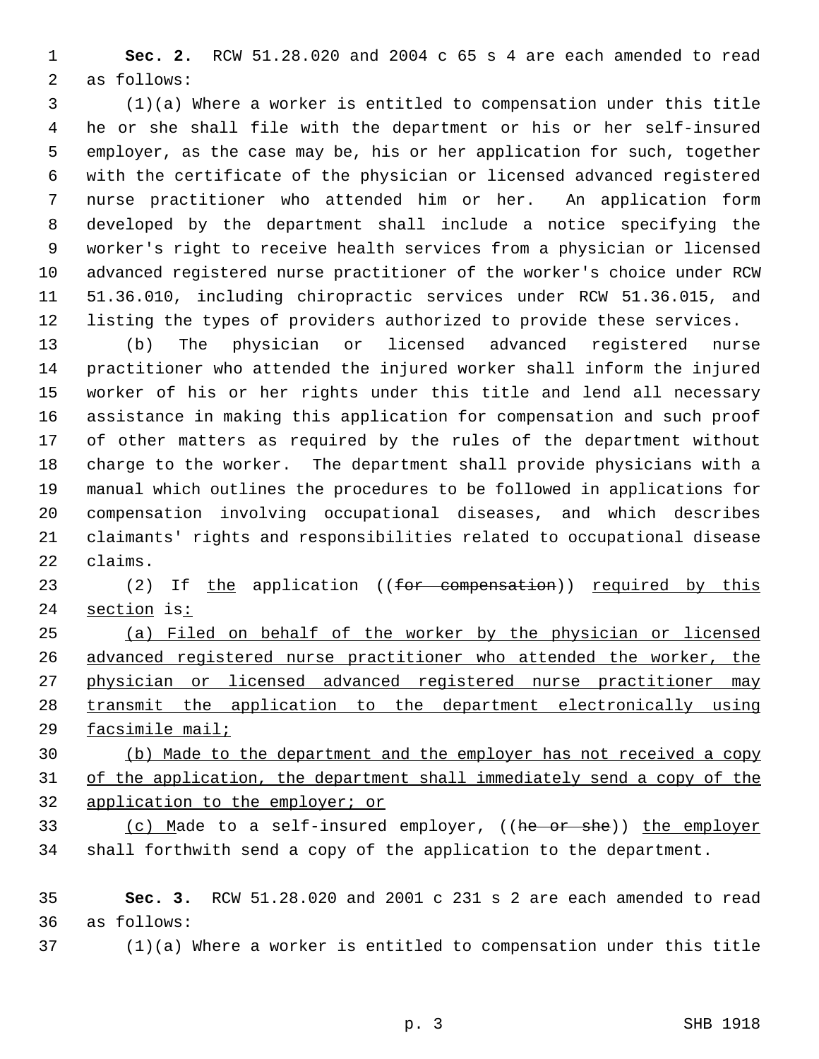**Sec. 2.** RCW 51.28.020 and 2004 c 65 s 4 are each amended to read as follows:

(1)(a) Where a worker is entitled to compensation under this title he or she shall file with the department or his or her self-insured employer, as the case may be, his or her application for such, together with the certificate of the physician or licensed advanced registered nurse practitioner who attended him or her. An application form developed by the department shall include a notice specifying the worker's right to receive health services from a physician or licensed advanced registered nurse practitioner of the worker's choice under RCW 51.36.010, including chiropractic services under RCW 51.36.015, and listing the types of providers authorized to provide these services.

(b) The physician or licensed advanced registered nurse practitioner who attended the injured worker shall inform the injured worker of his or her rights under this title and lend all necessary assistance in making this application for compensation and such proof of other matters as required by the rules of the department without charge to the worker. The department shall provide physicians with a manual which outlines the procedures to be followed in applications for compensation involving occupational diseases, and which describes claimants' rights and responsibilities related to occupational disease claims.

(2) If the application ((~~for compensation~~)) required by this section is:

(a) Filed on behalf of the worker by the physician or licensed advanced registered nurse practitioner who attended the worker, the physician or licensed advanced registered nurse practitioner may transmit the application to the department electronically using facsimile mail;

(b) Made to the department and the employer has not received a copy of the application, the department shall immediately send a copy of the application to the employer; or

(c) Made to a self-insured employer, ((~~he or she~~)) the employer shall forthwith send a copy of the application to the department.

**Sec. 3.** RCW 51.28.020 and 2001 c 231 s 2 are each amended to read as follows:

(1)(a) Where a worker is entitled to compensation under this title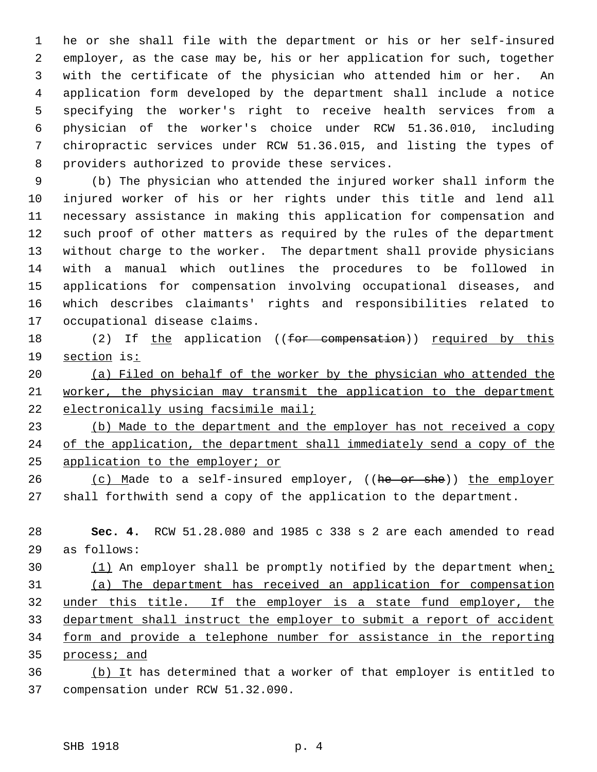he or she shall file with the department or his or her self-insured employer, as the case may be, his or her application for such, together with the certificate of the physician who attended him or her. An application form developed by the department shall include a notice specifying the worker's right to receive health services from a physician of the worker's choice under RCW 51.36.010, including chiropractic services under RCW 51.36.015, and listing the types of providers authorized to provide these services.

(b) The physician who attended the injured worker shall inform the injured worker of his or her rights under this title and lend all necessary assistance in making this application for compensation and such proof of other matters as required by the rules of the department without charge to the worker. The department shall provide physicians with a manual which outlines the procedures to be followed in applications for compensation involving occupational diseases, and which describes claimants' rights and responsibilities related to occupational disease claims.

(2) If <u>the</u> application ((~~for compensation~~)) <u>required by this section</u> is<u>:</u>

<u>(a) Filed on behalf of the worker by the physician who attended the worker, the physician may transmit the application to the department electronically using facsimile mail;</u>

<u>(b) Made to the department and the employer has not received a copy of the application, the department shall immediately send a copy of the application to the employer; or</u>

<u>(c) M</u>ade to a self-insured employer, ((~~he or she~~)) <u>the employer</u> shall forthwith send a copy of the application to the department.

**Sec. 4.** RCW 51.28.080 and 1985 c 338 s 2 are each amended to read as follows:

<u>(1)</u> An employer shall be promptly notified by the department when<u>:</u>

<u>(a) The department has received an application for compensation under this title. If the employer is a state fund employer, the department shall instruct the employer to submit a report of accident form and provide a telephone number for assistance in the reporting process; and</u>

<u>(b) I</u>t has determined that a worker of that employer is entitled to compensation under RCW 51.32.090.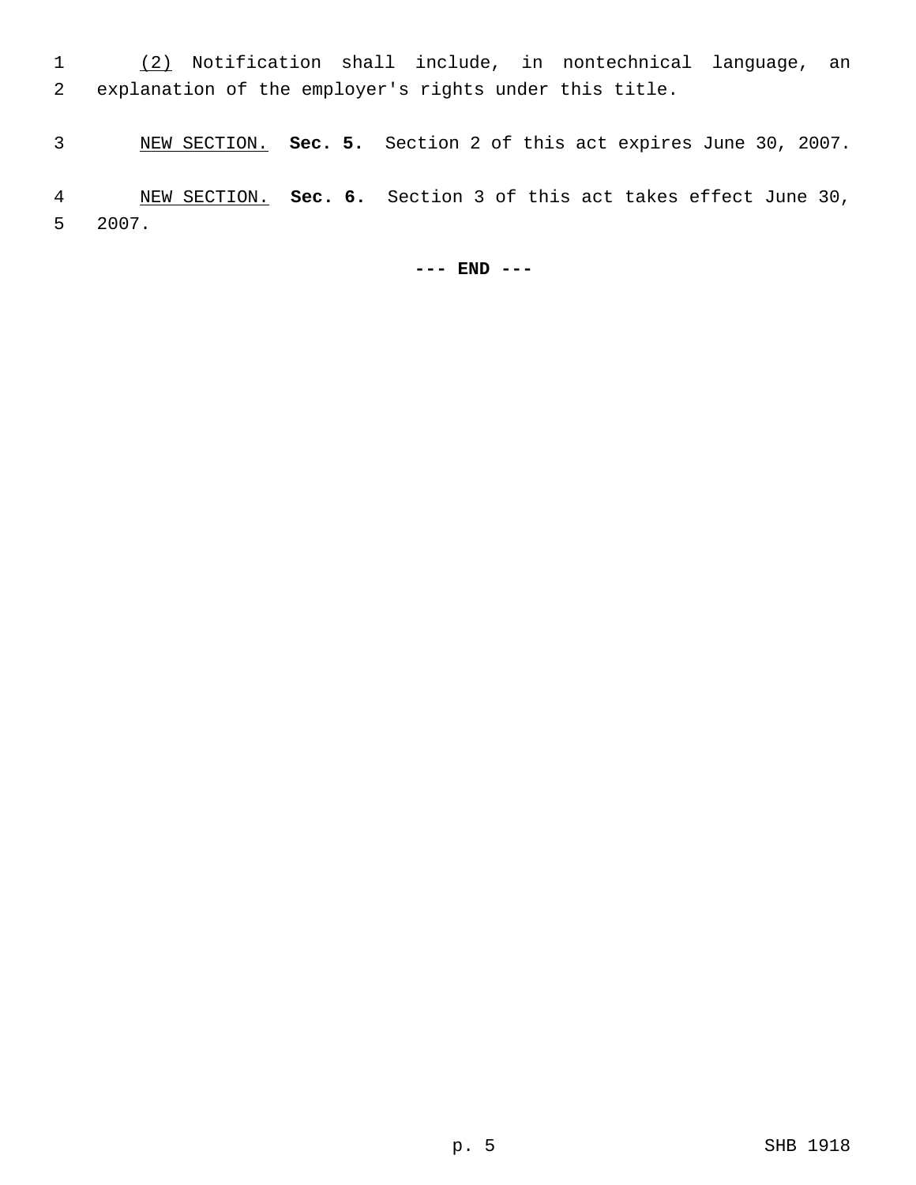(2) Notification shall include, in nontechnical language, an explanation of the employer's rights under this title.

NEW SECTION. **Sec. 5.** Section 2 of this act expires June 30, 2007.

NEW SECTION. **Sec. 6.** Section 3 of this act takes effect June 30, 2007.

**--- END ---**